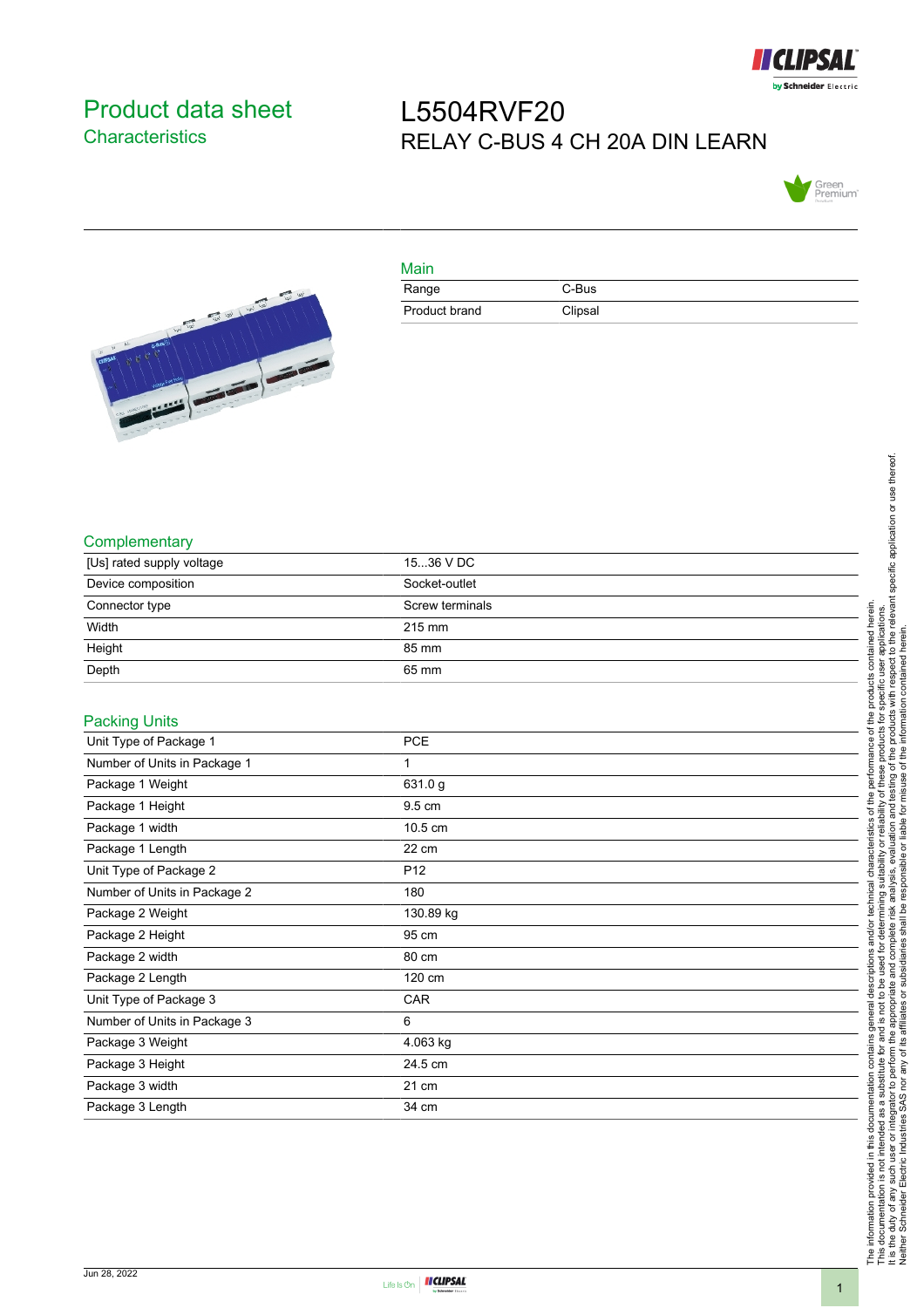# Product data sheet

## Characteristics

# L5504RVF20

RELAY C-BUS 4 CH 20A DIN LEARN

## Main

| | |
|---|---|
| Range | C-Bus |
| Product brand | Clipsal |

## Complementary

| | |
|---|---|
| [Us] rated supply voltage | 15...36 V DC |
| Device composition | Socket-outlet |
| Connector type | Screw terminals |
| Width | 215 mm |
| Height | 85 mm |
| Depth | 65 mm |

## Packing Units

| | |
|---|---|
| Unit Type of Package 1 | PCE |
| Number of Units in Package 1 | 1 |
| Package 1 Weight | 631.0 g |
| Package 1 Height | 9.5 cm |
| Package 1 width | 10.5 cm |
| Package 1 Length | 22 cm |
| Unit Type of Package 2 | P12 |
| Number of Units in Package 2 | 180 |
| Package 2 Weight | 130.89 kg |
| Package 2 Height | 95 cm |
| Package 2 width | 80 cm |
| Package 2 Length | 120 cm |
| Unit Type of Package 3 | CAR |
| Number of Units in Package 3 | 6 |
| Package 3 Weight | 4.063 kg |
| Package 3 Height | 24.5 cm |
| Package 3 width | 21 cm |
| Package 3 Length | 34 cm |

The information provided in this documentation contains general descriptions and/or technical characteristics of the performance of the products contained herein.
This documentation is not intended as a substitute for and is not to be used for determining suitability or reliability of these products for specific user applications.
It is the duty of any such user or integrator to perform the appropriate and complete risk analysis, evaluation and testing of the products with respect to the relevant specific application or use thereof.
Neither Schneider Electric Industries SAS nor any of its affiliates or subsidiaries shall be responsible or liable for misuse of the information contained herein.

Jun 28, 2022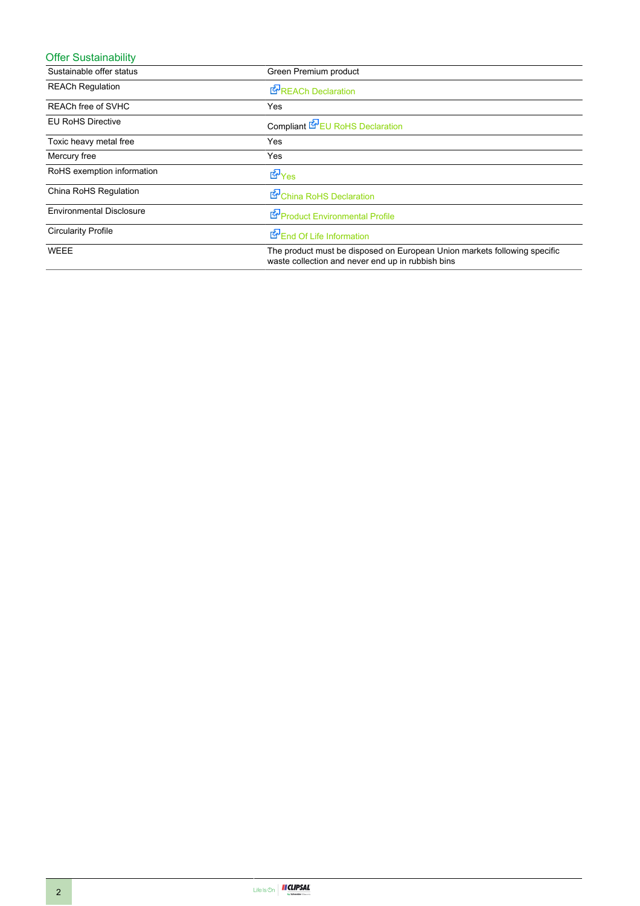## Offer Sustainability

| | |
|---|---|
| Sustainable offer status | Green Premium product |
| REACh Regulation | REACh Declaration |
| REACh free of SVHC | Yes |
| EU RoHS Directive | Compliant EU RoHS Declaration |
| Toxic heavy metal free | Yes |
| Mercury free | Yes |
| RoHS exemption information | Yes |
| China RoHS Regulation | China RoHS Declaration |
| Environmental Disclosure | Product Environmental Profile |
| Circularity Profile | End Of Life Information |
| WEEE | The product must be disposed on European Union markets following specific waste collection and never end up in rubbish bins |